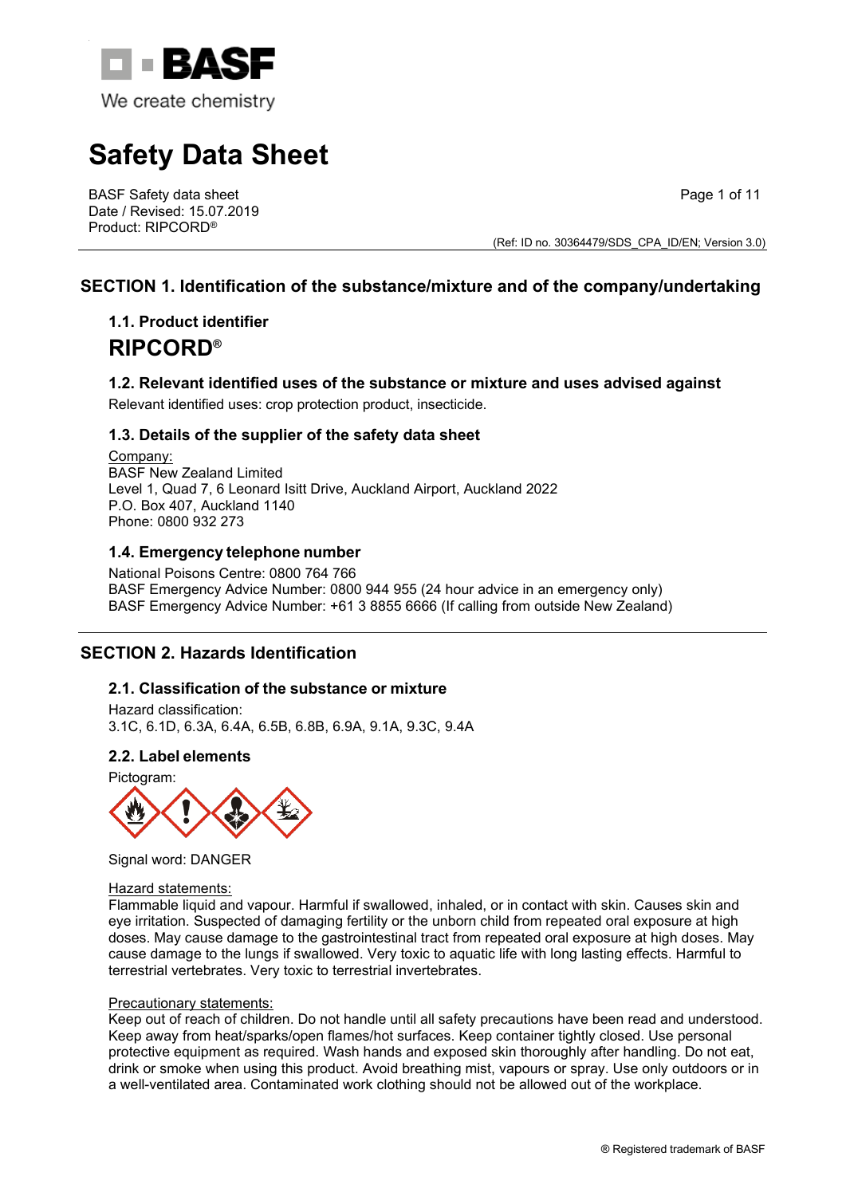# Safety Data Sheet

BASF Safety data sheet
Date / Revised: 15.07.2019
Product: RIPCORD®

(Ref: ID no. 30364479/SDS_CPA_ID/EN; Version 3.0)

## SECTION 1. Identification of the substance/mixture and of the company/undertaking

### 1.1. Product identifier

**RIPCORD®**

### 1.2. Relevant identified uses of the substance or mixture and uses advised against

Relevant identified uses: crop protection product, insecticide.

### 1.3. Details of the supplier of the safety data sheet

Company:
BASF New Zealand Limited
Level 1, Quad 7, 6 Leonard Isitt Drive, Auckland Airport, Auckland 2022
P.O. Box 407, Auckland 1140
Phone: 0800 932 273

### 1.4. Emergency telephone number

National Poisons Centre: 0800 764 766
BASF Emergency Advice Number: 0800 944 955 (24 hour advice in an emergency only)
BASF Emergency Advice Number: +61 3 8855 6666 (If calling from outside New Zealand)

## SECTION 2. Hazards Identification

### 2.1. Classification of the substance or mixture

Hazard classification:
3.1C, 6.1D, 6.3A, 6.4A, 6.5B, 6.8B, 6.9A, 9.1A, 9.3C, 9.4A

### 2.2. Label elements

Pictogram:

Signal word: DANGER

Hazard statements:
Flammable liquid and vapour. Harmful if swallowed, inhaled, or in contact with skin. Causes skin and eye irritation. Suspected of damaging fertility or the unborn child from repeated oral exposure at high doses. May cause damage to the gastrointestinal tract from repeated oral exposure at high doses. May cause damage to the lungs if swallowed. Very toxic to aquatic life with long lasting effects. Harmful to terrestrial vertebrates. Very toxic to terrestrial invertebrates.

Precautionary statements:
Keep out of reach of children. Do not handle until all safety precautions have been read and understood. Keep away from heat/sparks/open flames/hot surfaces. Keep container tightly closed. Use personal protective equipment as required. Wash hands and exposed skin thoroughly after handling. Do not eat, drink or smoke when using this product. Avoid breathing mist, vapours or spray. Use only outdoors or in a well-ventilated area. Contaminated work clothing should not be allowed out of the workplace.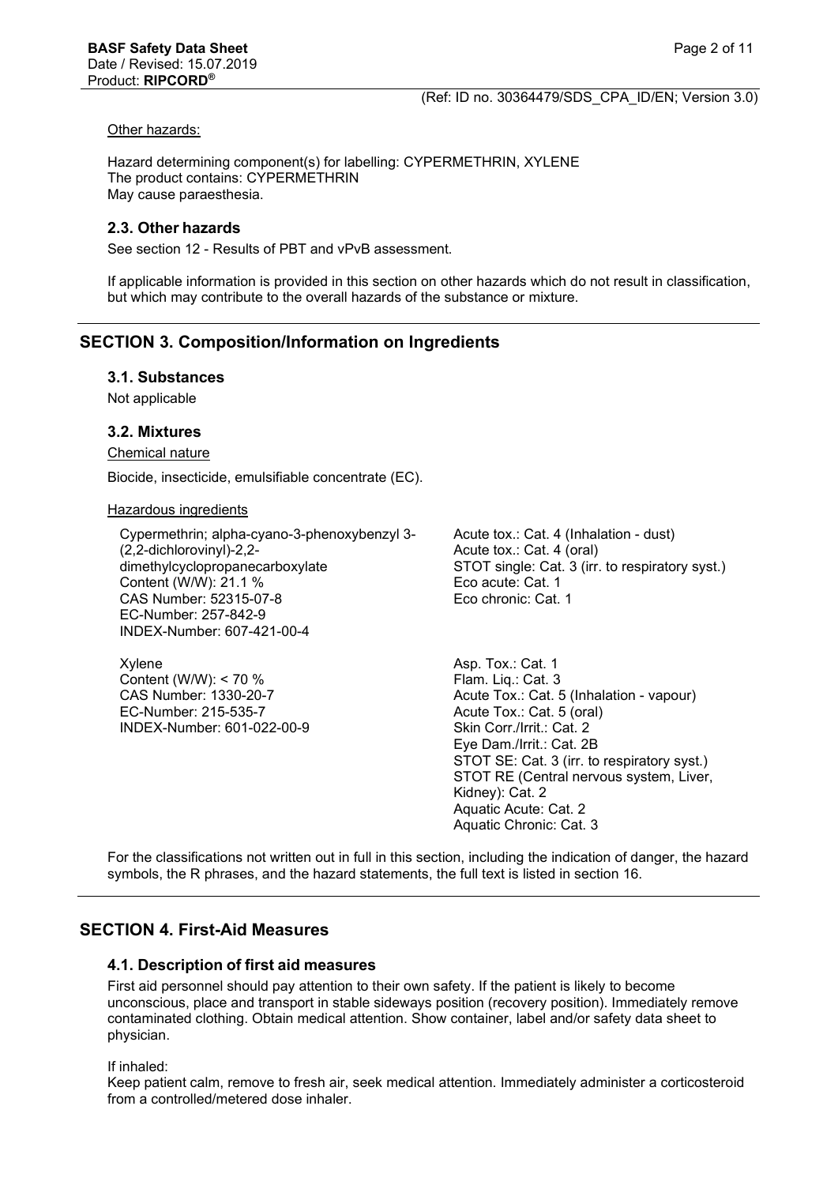Other hazards:

Hazard determining component(s) for labelling: CYPERMETHRIN, XYLENE
The product contains: CYPERMETHRIN
May cause paraesthesia.

### 2.3. Other hazards

See section 12 - Results of PBT and vPvB assessment.

If applicable information is provided in this section on other hazards which do not result in classification, but which may contribute to the overall hazards of the substance or mixture.

## SECTION 3. Composition/Information on Ingredients

### 3.1. Substances

Not applicable

### 3.2. Mixtures

Chemical nature

Biocide, insecticide, emulsifiable concentrate (EC).

Hazardous ingredients

| | |
|---|---|
| Cypermethrin; alpha-cyano-3-phenoxybenzyl 3-(2,2-dichlorovinyl)-2,2-dimethylcyclopropanecarboxylate<br>Content (W/W): 21.1 %<br>CAS Number: 52315-07-8<br>EC-Number: 257-842-9<br>INDEX-Number: 607-421-00-4 | Acute tox.: Cat. 4 (Inhalation - dust)<br>Acute tox.: Cat. 4 (oral)<br>STOT single: Cat. 3 (irr. to respiratory syst.)<br>Eco acute: Cat. 1<br>Eco chronic: Cat. 1 |
| Xylene<br>Content (W/W): < 70 %<br>CAS Number: 1330-20-7<br>EC-Number: 215-535-7<br>INDEX-Number: 601-022-00-9 | Asp. Tox.: Cat. 1<br>Flam. Liq.: Cat. 3<br>Acute Tox.: Cat. 5 (Inhalation - vapour)<br>Acute Tox.: Cat. 5 (oral)<br>Skin Corr./Irrit.: Cat. 2<br>Eye Dam./Irrit.: Cat. 2B<br>STOT SE: Cat. 3 (irr. to respiratory syst.)<br>STOT RE (Central nervous system, Liver, Kidney): Cat. 2<br>Aquatic Acute: Cat. 2<br>Aquatic Chronic: Cat. 3 |

For the classifications not written out in full in this section, including the indication of danger, the hazard symbols, the R phrases, and the hazard statements, the full text is listed in section 16.

## SECTION 4. First-Aid Measures

### 4.1. Description of first aid measures

First aid personnel should pay attention to their own safety. If the patient is likely to become unconscious, place and transport in stable sideways position (recovery position). Immediately remove contaminated clothing. Obtain medical attention. Show container, label and/or safety data sheet to physician.

If inhaled:
Keep patient calm, remove to fresh air, seek medical attention. Immediately administer a corticosteroid from a controlled/metered dose inhaler.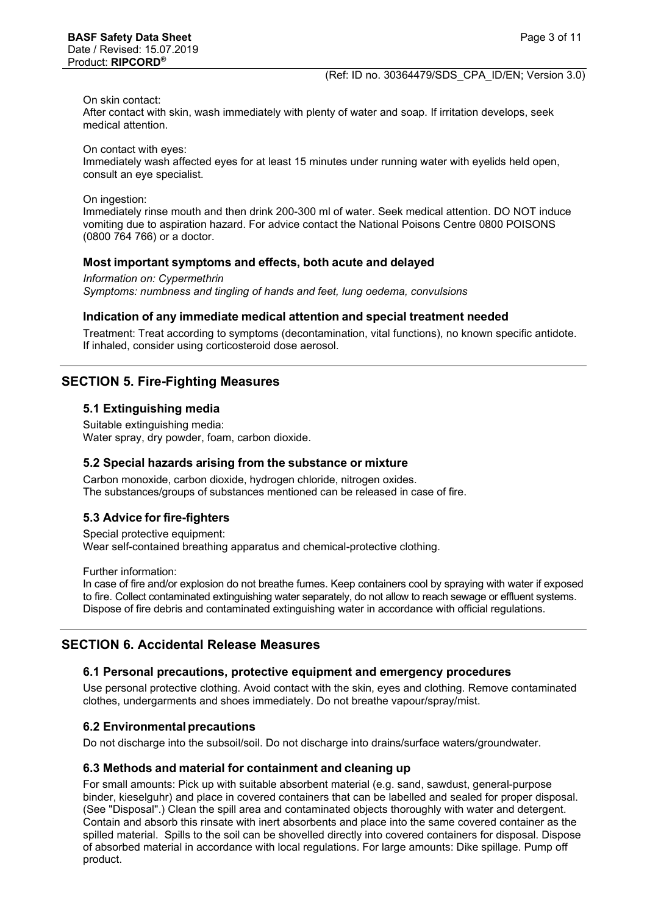On skin contact:
After contact with skin, wash immediately with plenty of water and soap. If irritation develops, seek medical attention.

On contact with eyes:
Immediately wash affected eyes for at least 15 minutes under running water with eyelids held open, consult an eye specialist.

On ingestion:
Immediately rinse mouth and then drink 200-300 ml of water. Seek medical attention. DO NOT induce vomiting due to aspiration hazard. For advice contact the National Poisons Centre 0800 POISONS (0800 764 766) or a doctor.

### Most important symptoms and effects, both acute and delayed

*Information on: Cypermethrin*
*Symptoms: numbness and tingling of hands and feet, lung oedema, convulsions*

### Indication of any immediate medical attention and special treatment needed

Treatment: Treat according to symptoms (decontamination, vital functions), no known specific antidote. If inhaled, consider using corticosteroid dose aerosol.

## SECTION 5. Fire-Fighting Measures

### 5.1 Extinguishing media

Suitable extinguishing media:
Water spray, dry powder, foam, carbon dioxide.

### 5.2 Special hazards arising from the substance or mixture

Carbon monoxide, carbon dioxide, hydrogen chloride, nitrogen oxides.
The substances/groups of substances mentioned can be released in case of fire.

### 5.3 Advice for fire-fighters

Special protective equipment:
Wear self-contained breathing apparatus and chemical-protective clothing.

Further information:
In case of fire and/or explosion do not breathe fumes. Keep containers cool by spraying with water if exposed to fire. Collect contaminated extinguishing water separately, do not allow to reach sewage or effluent systems. Dispose of fire debris and contaminated extinguishing water in accordance with official regulations.

## SECTION 6. Accidental Release Measures

### 6.1 Personal precautions, protective equipment and emergency procedures

Use personal protective clothing. Avoid contact with the skin, eyes and clothing. Remove contaminated clothes, undergarments and shoes immediately. Do not breathe vapour/spray/mist.

### 6.2 Environmental precautions

Do not discharge into the subsoil/soil. Do not discharge into drains/surface waters/groundwater.

### 6.3 Methods and material for containment and cleaning up

For small amounts: Pick up with suitable absorbent material (e.g. sand, sawdust, general-purpose binder, kieselguhr) and place in covered containers that can be labelled and sealed for proper disposal. (See "Disposal".) Clean the spill area and contaminated objects thoroughly with water and detergent. Contain and absorb this rinsate with inert absorbents and place into the same covered container as the spilled material. Spills to the soil can be shovelled directly into covered containers for disposal. Dispose of absorbed material in accordance with local regulations. For large amounts: Dike spillage. Pump off product.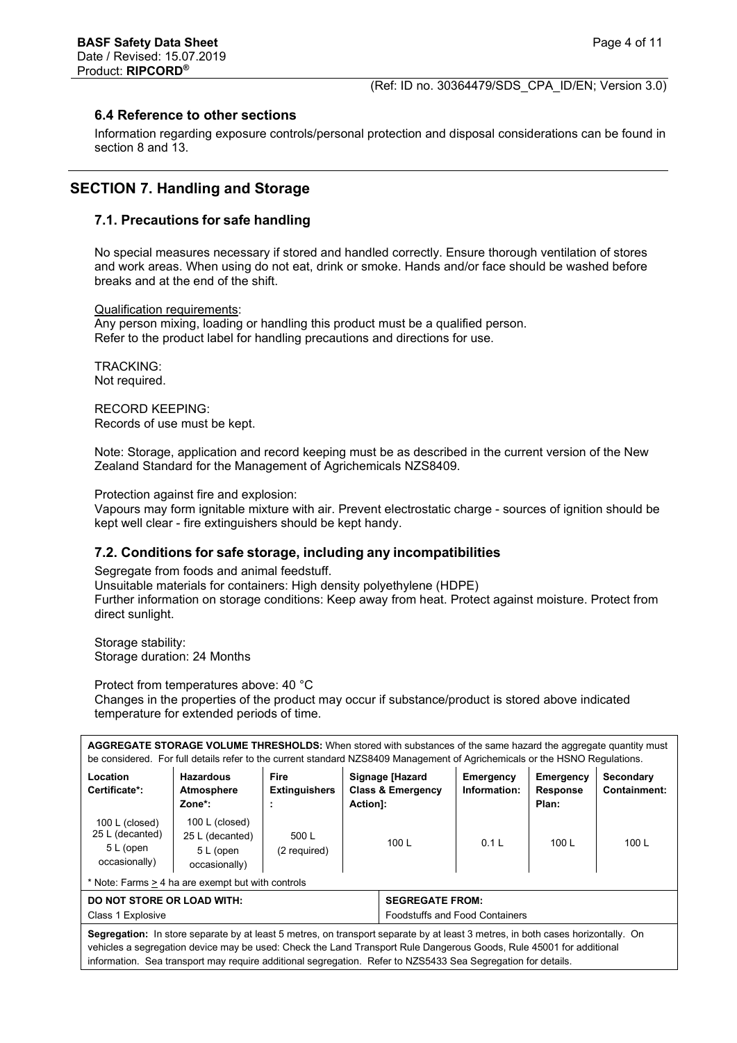### 6.4 Reference to other sections

Information regarding exposure controls/personal protection and disposal considerations can be found in section 8 and 13.

## SECTION 7. Handling and Storage

### 7.1. Precautions for safe handling

No special measures necessary if stored and handled correctly. Ensure thorough ventilation of stores and work areas. When using do not eat, drink or smoke. Hands and/or face should be washed before breaks and at the end of the shift.

Qualification requirements:
Any person mixing, loading or handling this product must be a qualified person.
Refer to the product label for handling precautions and directions for use.

TRACKING:
Not required.

RECORD KEEPING:
Records of use must be kept.

Note: Storage, application and record keeping must be as described in the current version of the New Zealand Standard for the Management of Agrichemicals NZS8409.

Protection against fire and explosion:
Vapours may form ignitable mixture with air. Prevent electrostatic charge - sources of ignition should be kept well clear - fire extinguishers should be kept handy.

### 7.2. Conditions for safe storage, including any incompatibilities

Segregate from foods and animal feedstuff.
Unsuitable materials for containers: High density polyethylene (HDPE)
Further information on storage conditions: Keep away from heat. Protect against moisture. Protect from direct sunlight.

Storage stability:
Storage duration: 24 Months

Protect from temperatures above: 40 °C
Changes in the properties of the product may occur if substance/product is stored above indicated temperature for extended periods of time.

**AGGREGATE STORAGE VOLUME THRESHOLDS:** When stored with substances of the same hazard the aggregate quantity must be considered. For full details refer to the current standard NZS8409 Management of Agrichemicals or the HSNO Regulations.

| Location Certificate*: | Hazardous Atmosphere Zone*: | Fire Extinguishers: | Signage [Hazard Class & Emergency Action]: | Emergency Information: | Emergency Response Plan: | Secondary Containment: |
|---|---|---|---|---|---|---|
| 100 L (closed) 25 L (decanted) 5 L (open occasionally) | 100 L (closed) 25 L (decanted) 5 L (open occasionally) | 500 L (2 required) | 100 L | 0.1 L | 100 L | 100 L |

\* Note: Farms ≥ 4 ha are exempt but with controls

| DO NOT STORE OR LOAD WITH: | SEGREGATE FROM: |
|---|---|
| Class 1 Explosive | Foodstuffs and Food Containers |

**Segregation:** In store separate by at least 5 metres, on transport separate by at least 3 metres, in both cases horizontally. On vehicles a segregation device may be used: Check the Land Transport Rule Dangerous Goods, Rule 45001 for additional information. Sea transport may require additional segregation. Refer to NZS5433 Sea Segregation for details.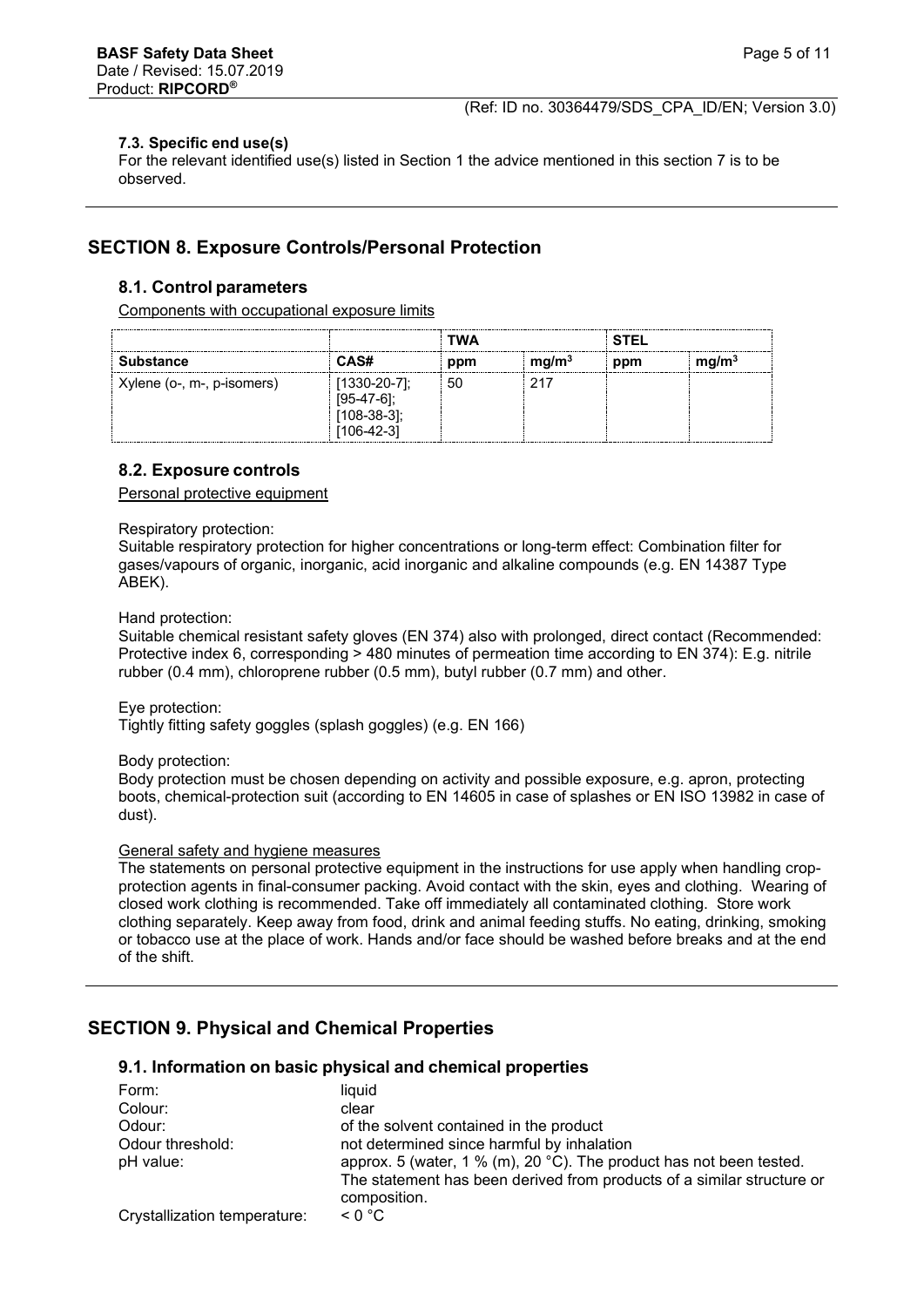### 7.3. Specific end use(s)

For the relevant identified use(s) listed in Section 1 the advice mentioned in this section 7 is to be observed.

## SECTION 8. Exposure Controls/Personal Protection

### 8.1. Control parameters

Components with occupational exposure limits

| | | TWA | | STEL | |
|---|---|---|---|---|---|
| Substance | CAS# | ppm | $mg/m^3$ | ppm | $mg/m^3$ |
| Xylene (o-, m-, p-isomers) | [1330-20-7]; [95-47-6]; [108-38-3]; [106-42-3] | 50 | 217 | | |

### 8.2. Exposure controls

Personal protective equipment

Respiratory protection:
Suitable respiratory protection for higher concentrations or long-term effect: Combination filter for gases/vapours of organic, inorganic, acid inorganic and alkaline compounds (e.g. EN 14387 Type ABEK).

Hand protection:
Suitable chemical resistant safety gloves (EN 374) also with prolonged, direct contact (Recommended: Protective index 6, corresponding > 480 minutes of permeation time according to EN 374): E.g. nitrile rubber (0.4 mm), chloroprene rubber (0.5 mm), butyl rubber (0.7 mm) and other.

Eye protection:
Tightly fitting safety goggles (splash goggles) (e.g. EN 166)

Body protection:
Body protection must be chosen depending on activity and possible exposure, e.g. apron, protecting boots, chemical-protection suit (according to EN 14605 in case of splashes or EN ISO 13982 in case of dust).

General safety and hygiene measures

The statements on personal protective equipment in the instructions for use apply when handling crop-protection agents in final-consumer packing. Avoid contact with the skin, eyes and clothing. Wearing of closed work clothing is recommended. Take off immediately all contaminated clothing. Store work clothing separately. Keep away from food, drink and animal feeding stuffs. No eating, drinking, smoking or tobacco use at the place of work. Hands and/or face should be washed before breaks and at the end of the shift.

## SECTION 9. Physical and Chemical Properties

### 9.1. Information on basic physical and chemical properties

| | |
|---|---|
| Form: | liquid |
| Colour: | clear |
| Odour: | of the solvent contained in the product |
| Odour threshold: | not determined since harmful by inhalation |
| pH value: | approx. 5 (water, 1 % (m), 20 °C). The product has not been tested. The statement has been derived from products of a similar structure or composition. |
| Crystallization temperature: | < 0 °C |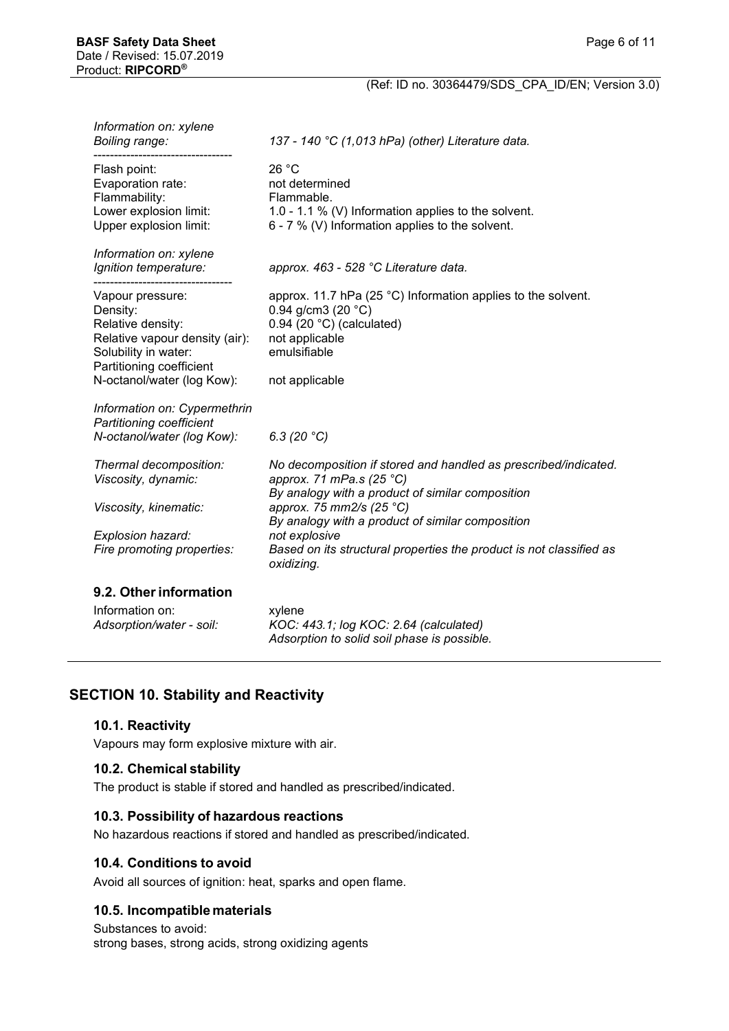| | |
|---|---|
| *Information on: xylene* | |
| *Boiling range:* | *137 - 140 °C (1,013 hPa) (other) Literature data.* |
| ---------------------------------- | |
| Flash point: | 26 °C |
| Evaporation rate: | not determined |
| Flammability: | Flammable. |
| Lower explosion limit: | 1.0 - 1.1 % (V) Information applies to the solvent. |
| Upper explosion limit: | 6 - 7 % (V) Information applies to the solvent. |
| *Information on: xylene* | |
| *Ignition temperature:* | *approx. 463 - 528 °C Literature data.* |
| ---------------------------------- | |
| Vapour pressure: | approx. 11.7 hPa (25 °C) Information applies to the solvent. |
| Density: | 0.94 g/cm3 (20 °C) |
| Relative density: | 0.94 (20 °C) (calculated) |
| Relative vapour density (air): | not applicable |
| Solubility in water: | emulsifiable |
| Partitioning coefficient N-octanol/water (log Kow): | not applicable |
| *Information on: Cypermethrin* | |
| *Partitioning coefficient N-octanol/water (log Kow):* | *6.3 (20 °C)* |
| *Thermal decomposition:* | *No decomposition if stored and handled as prescribed/indicated.* |
| *Viscosity, dynamic:* | *approx. 71 mPa.s (25 °C) By analogy with a product of similar composition* |
| *Viscosity, kinematic:* | *approx. 75 mm2/s (25 °C) By analogy with a product of similar composition* |
| *Explosion hazard:* | *not explosive* |
| *Fire promoting properties:* | *Based on its structural properties the product is not classified as oxidizing.* |

### 9.2. Other information

| | |
|---|---|
| Information on: | xylene |
| *Adsorption/water - soil:* | *KOC: 443.1; log KOC: 2.64 (calculated) Adsorption to solid soil phase is possible.* |

## SECTION 10. Stability and Reactivity

### 10.1. Reactivity

Vapours may form explosive mixture with air.

### 10.2. Chemical stability

The product is stable if stored and handled as prescribed/indicated.

### 10.3. Possibility of hazardous reactions

No hazardous reactions if stored and handled as prescribed/indicated.

### 10.4. Conditions to avoid

Avoid all sources of ignition: heat, sparks and open flame.

### 10.5. Incompatible materials

Substances to avoid:
strong bases, strong acids, strong oxidizing agents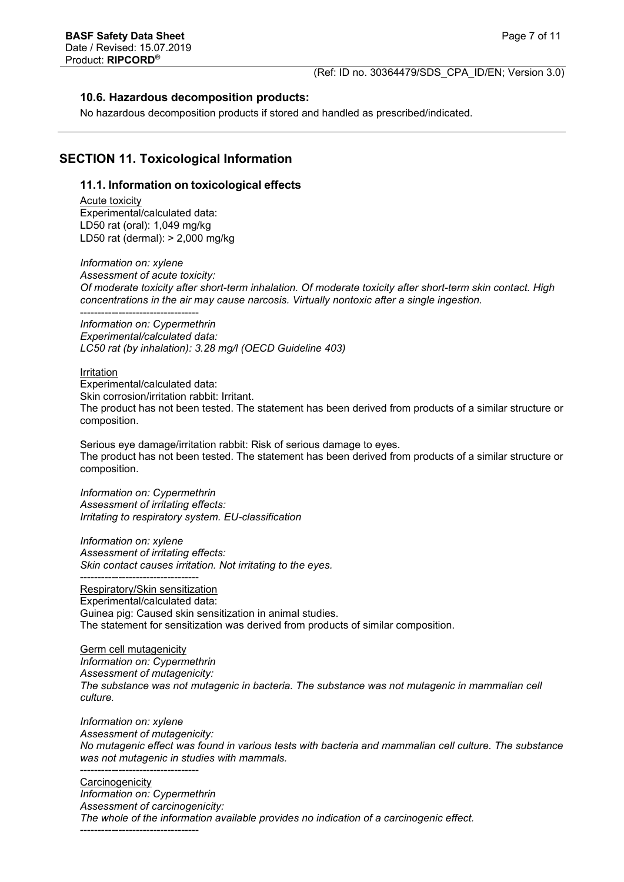### 10.6. Hazardous decomposition products:

No hazardous decomposition products if stored and handled as prescribed/indicated.

---

## SECTION 11. Toxicological Information

### 11.1. Information on toxicological effects

Acute toxicity
Experimental/calculated data:
LD50 rat (oral): 1,049 mg/kg
LD50 rat (dermal): > 2,000 mg/kg

*Information on: xylene*
*Assessment of acute toxicity:*
*Of moderate toxicity after short-term inhalation. Of moderate toxicity after short-term skin contact. High concentrations in the air may cause narcosis. Virtually nontoxic after a single ingestion.*
----------------------------------
*Information on: Cypermethrin*
*Experimental/calculated data:*
*LC50 rat (by inhalation): 3.28 mg/l (OECD Guideline 403)*

Irritation
Experimental/calculated data:
Skin corrosion/irritation rabbit: Irritant.
The product has not been tested. The statement has been derived from products of a similar structure or composition.

Serious eye damage/irritation rabbit: Risk of serious damage to eyes.
The product has not been tested. The statement has been derived from products of a similar structure or composition.

*Information on: Cypermethrin*
*Assessment of irritating effects:*
*Irritating to respiratory system. EU-classification*

*Information on: xylene*
*Assessment of irritating effects:*
*Skin contact causes irritation. Not irritating to the eyes.*
----------------------------------
Respiratory/Skin sensitization
Experimental/calculated data:
Guinea pig: Caused skin sensitization in animal studies.
The statement for sensitization was derived from products of similar composition.

Germ cell mutagenicity
*Information on: Cypermethrin*
*Assessment of mutagenicity:*
*The substance was not mutagenic in bacteria. The substance was not mutagenic in mammalian cell culture.*

*Information on: xylene*
*Assessment of mutagenicity:*
*No mutagenic effect was found in various tests with bacteria and mammalian cell culture. The substance was not mutagenic in studies with mammals.*
----------------------------------
Carcinogenicity
*Information on: Cypermethrin*
*Assessment of carcinogenicity:*
*The whole of the information available provides no indication of a carcinogenic effect.*
----------------------------------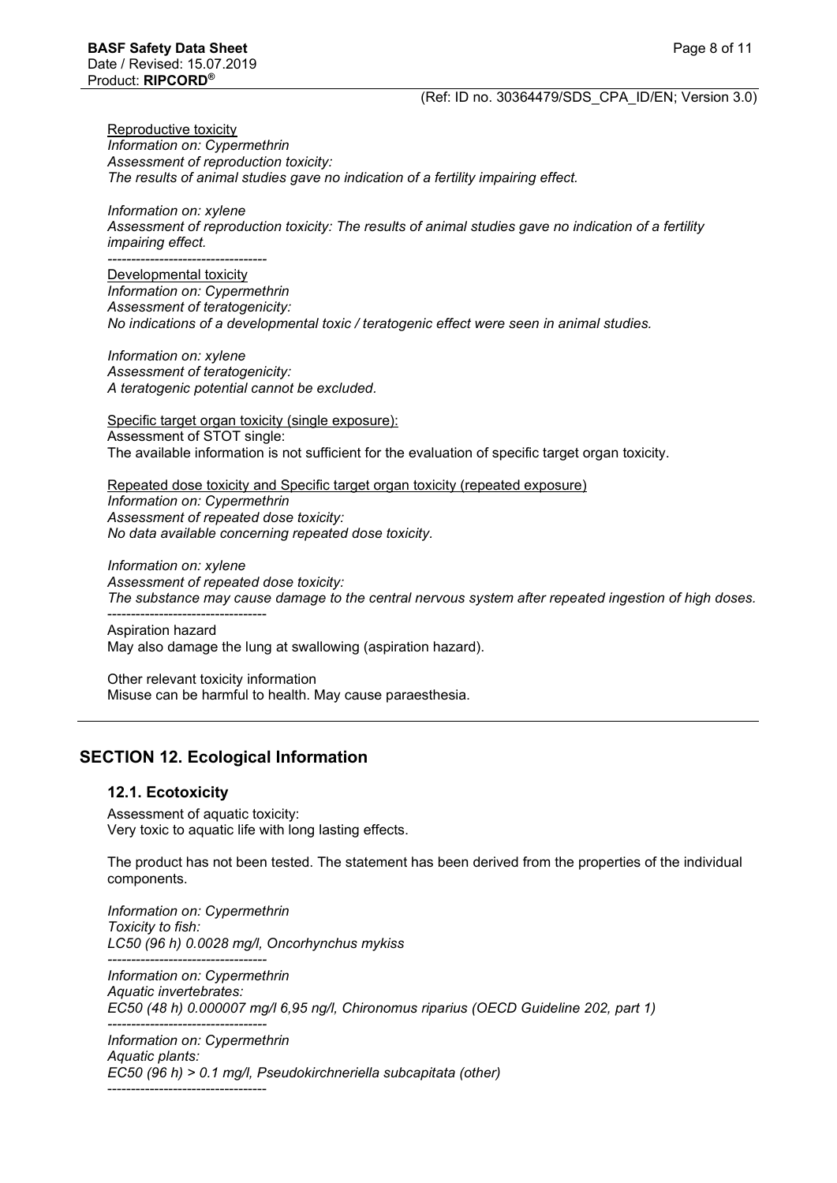Reproductive toxicity
*Information on: Cypermethrin*
*Assessment of reproduction toxicity:*
*The results of animal studies gave no indication of a fertility impairing effect.*

*Information on: xylene*
*Assessment of reproduction toxicity: The results of animal studies gave no indication of a fertility impairing effect.*
----------------------------------

Developmental toxicity
*Information on: Cypermethrin*
*Assessment of teratogenicity:*
*No indications of a developmental toxic / teratogenic effect were seen in animal studies.*

*Information on: xylene*
*Assessment of teratogenicity:*
*A teratogenic potential cannot be excluded.*

Specific target organ toxicity (single exposure):
Assessment of STOT single:
The available information is not sufficient for the evaluation of specific target organ toxicity.

Repeated dose toxicity and Specific target organ toxicity (repeated exposure)
*Information on: Cypermethrin*
*Assessment of repeated dose toxicity:*
*No data available concerning repeated dose toxicity.*

*Information on: xylene*
*Assessment of repeated dose toxicity:*
*The substance may cause damage to the central nervous system after repeated ingestion of high doses.*
----------------------------------

Aspiration hazard
May also damage the lung at swallowing (aspiration hazard).

Other relevant toxicity information
Misuse can be harmful to health. May cause paraesthesia.

## SECTION 12. Ecological Information

### 12.1. Ecotoxicity

Assessment of aquatic toxicity:
Very toxic to aquatic life with long lasting effects.

The product has not been tested. The statement has been derived from the properties of the individual components.

*Information on: Cypermethrin*
*Toxicity to fish:*
*LC50 (96 h) 0.0028 mg/l, Oncorhynchus mykiss*
----------------------------------
*Information on: Cypermethrin*
*Aquatic invertebrates:*
*EC50 (48 h) 0.000007 mg/l 6,95 ng/l, Chironomus riparius (OECD Guideline 202, part 1)*
----------------------------------
*Information on: Cypermethrin*
*Aquatic plants:*
*EC50 (96 h) > 0.1 mg/l, Pseudokirchneriella subcapitata (other)*
----------------------------------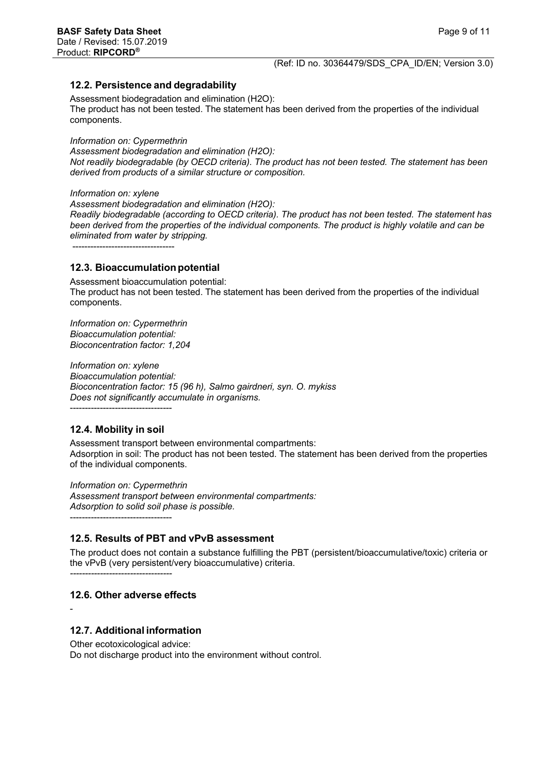## 12.2. Persistence and degradability

Assessment biodegradation and elimination ($H_2O$):
The product has not been tested. The statement has been derived from the properties of the individual components.

*Information on: Cypermethrin*
*Assessment biodegradation and elimination ($H_2O$):*
*Not readily biodegradable (by OECD criteria). The product has not been tested. The statement has been derived from products of a similar structure or composition.*

*Information on: xylene*
*Assessment biodegradation and elimination ($H_2O$):*
*Readily biodegradable (according to OECD criteria). The product has not been tested. The statement has been derived from the properties of the individual components. The product is highly volatile and can be eliminated from water by stripping.*

----------------------------------

## 12.3. Bioaccumulation potential

Assessment bioaccumulation potential:
The product has not been tested. The statement has been derived from the properties of the individual components.

*Information on: Cypermethrin*
*Bioaccumulation potential:*
*Bioconcentration factor: 1,204*

*Information on: xylene*
*Bioaccumulation potential:*
*Bioconcentration factor: 15 (96 h), Salmo gairdneri, syn. O. mykiss*
*Does not significantly accumulate in organisms.*

----------------------------------

## 12.4. Mobility in soil

Assessment transport between environmental compartments:
Adsorption in soil: The product has not been tested. The statement has been derived from the properties of the individual components.

*Information on: Cypermethrin*
*Assessment transport between environmental compartments:*
*Adsorption to solid soil phase is possible.*

----------------------------------

## 12.5. Results of PBT and vPvB assessment

The product does not contain a substance fulfilling the PBT (persistent/bioaccumulative/toxic) criteria or the vPvB (very persistent/very bioaccumulative) criteria.

----------------------------------

## 12.6. Other adverse effects

-

## 12.7. Additional information

Other ecotoxicological advice:
Do not discharge product into the environment without control.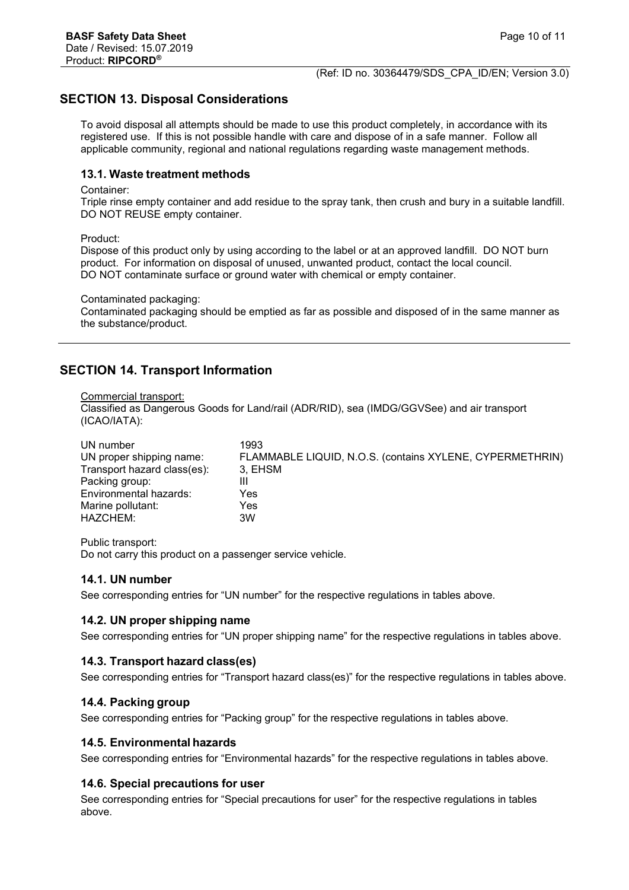## SECTION 13. Disposal Considerations

To avoid disposal all attempts should be made to use this product completely, in accordance with its registered use. If this is not possible handle with care and dispose of in a safe manner. Follow all applicable community, regional and national regulations regarding waste management methods.

### 13.1. Waste treatment methods

Container:
Triple rinse empty container and add residue to the spray tank, then crush and bury in a suitable landfill. DO NOT REUSE empty container.

Product:
Dispose of this product only by using according to the label or at an approved landfill. DO NOT burn product. For information on disposal of unused, unwanted product, contact the local council.
DO NOT contaminate surface or ground water with chemical or empty container.

Contaminated packaging:
Contaminated packaging should be emptied as far as possible and disposed of in the same manner as the substance/product.

---

## SECTION 14. Transport Information

Commercial transport:
Classified as Dangerous Goods for Land/rail (ADR/RID), sea (IMDG/GGVSee) and air transport (ICAO/IATA):

| | |
|---|---|
| UN number | 1993 |
| UN proper shipping name: | FLAMMABLE LIQUID, N.O.S. (contains XYLENE, CYPERMETHRIN) |
| Transport hazard class(es): | 3, EHSM |
| Packing group: | III |
| Environmental hazards: | Yes |
| Marine pollutant: | Yes |
| HAZCHEM: | 3W |

Public transport:
Do not carry this product on a passenger service vehicle.

### 14.1. UN number

See corresponding entries for “UN number” for the respective regulations in tables above.

### 14.2. UN proper shipping name

See corresponding entries for “UN proper shipping name” for the respective regulations in tables above.

### 14.3. Transport hazard class(es)

See corresponding entries for “Transport hazard class(es)” for the respective regulations in tables above.

### 14.4. Packing group

See corresponding entries for “Packing group” for the respective regulations in tables above.

### 14.5. Environmental hazards

See corresponding entries for “Environmental hazards” for the respective regulations in tables above.

### 14.6. Special precautions for user

See corresponding entries for “Special precautions for user” for the respective regulations in tables above.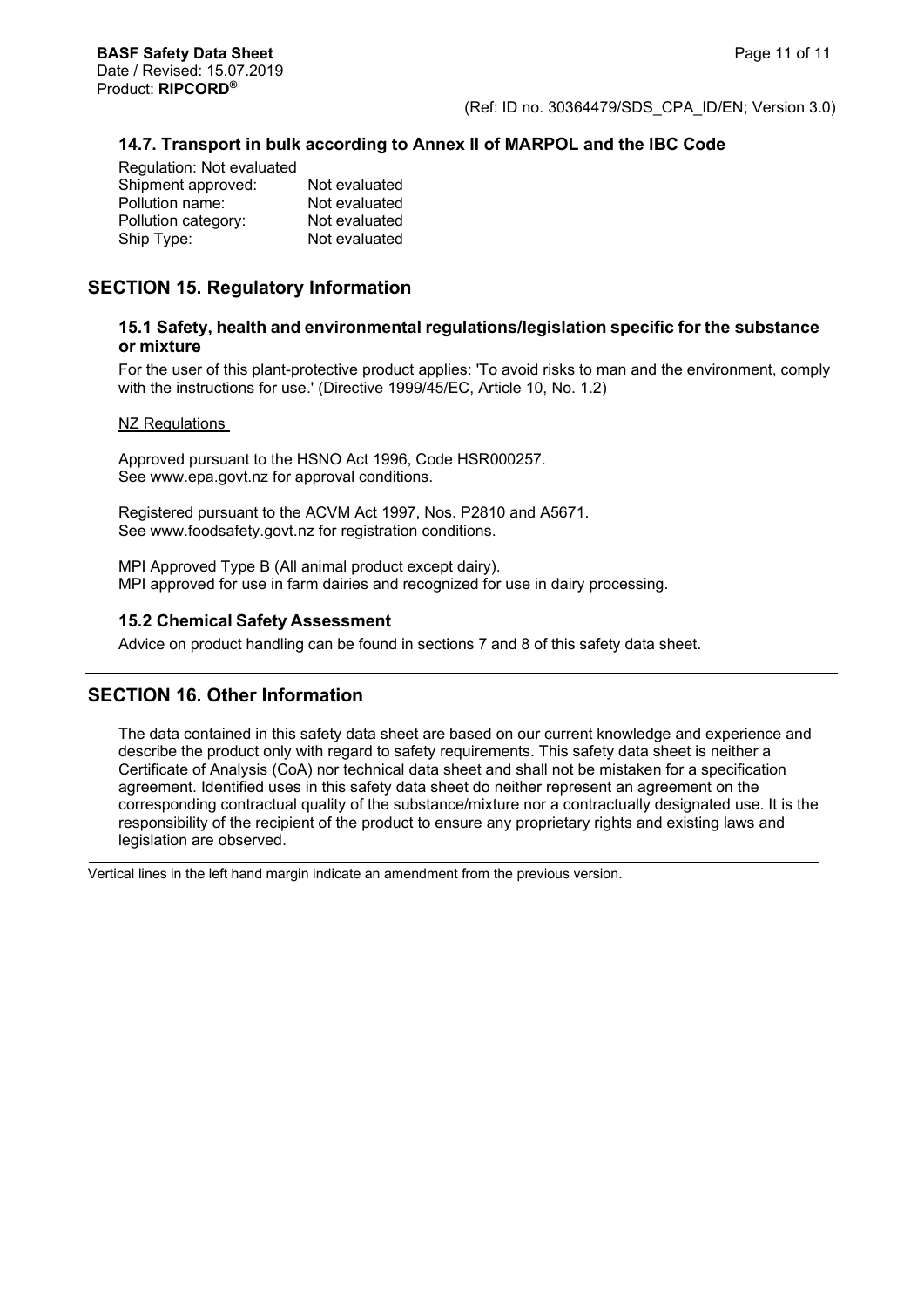### 14.7. Transport in bulk according to Annex II of MARPOL and the IBC Code

Regulation: Not evaluated

| | |
|---|---|
| Shipment approved: | Not evaluated |
| Pollution name: | Not evaluated |
| Pollution category: | Not evaluated |
| Ship Type: | Not evaluated |

## SECTION 15. Regulatory Information

### 15.1 Safety, health and environmental regulations/legislation specific for the substance or mixture

For the user of this plant-protective product applies: 'To avoid risks to man and the environment, comply with the instructions for use.' (Directive 1999/45/EC, Article 10, No. 1.2)

NZ Regulations

Approved pursuant to the HSNO Act 1996, Code HSR000257.
See www.epa.govt.nz for approval conditions.

Registered pursuant to the ACVM Act 1997, Nos. P2810 and A5671.
See www.foodsafety.govt.nz for registration conditions.

MPI Approved Type B (All animal product except dairy).
MPI approved for use in farm dairies and recognized for use in dairy processing.

### 15.2 Chemical Safety Assessment

Advice on product handling can be found in sections 7 and 8 of this safety data sheet.

## SECTION 16. Other Information

The data contained in this safety data sheet are based on our current knowledge and experience and describe the product only with regard to safety requirements. This safety data sheet is neither a Certificate of Analysis (CoA) nor technical data sheet and shall not be mistaken for a specification agreement. Identified uses in this safety data sheet do neither represent an agreement on the corresponding contractual quality of the substance/mixture nor a contractually designated use. It is the responsibility of the recipient of the product to ensure any proprietary rights and existing laws and legislation are observed.

Vertical lines in the left hand margin indicate an amendment from the previous version.